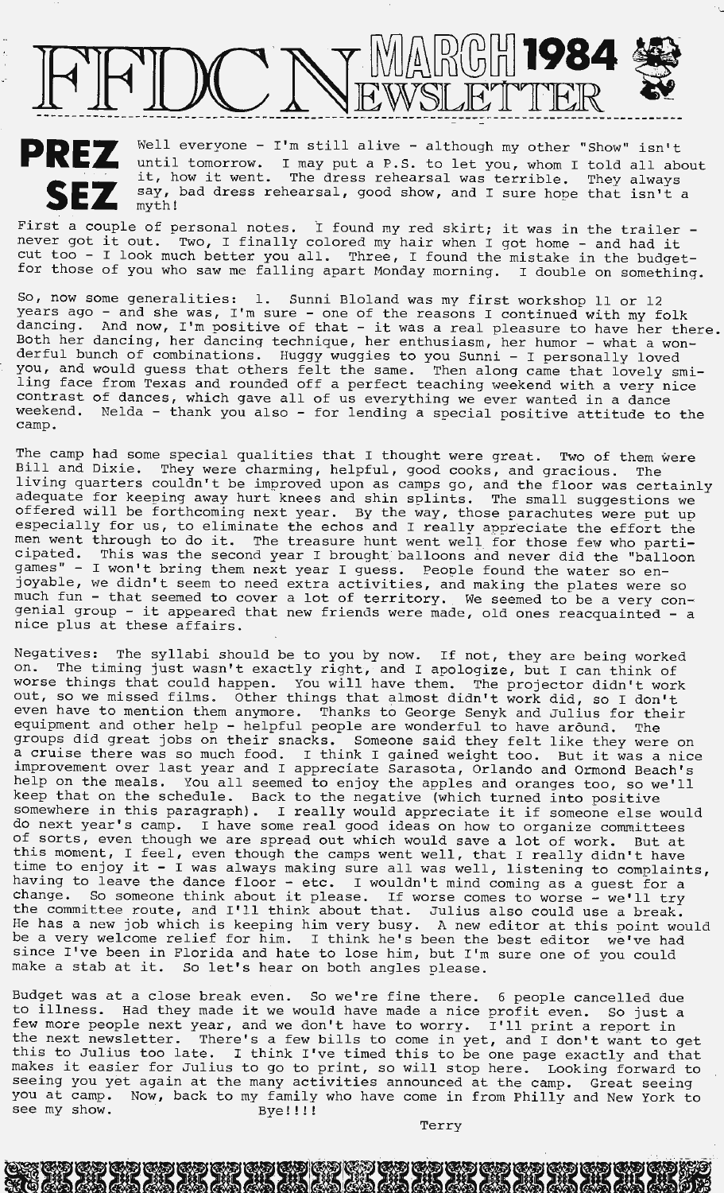# FFDC NEWSLETTER MARCH 1984

## PREZ SEZ

Well everyone - I'm still alive - although my other "Show" isn't until tomorrow. I may put a P.S. to let you, whom I told all about it, how it went. The dress rehearsal was terrible. They always say, bad dress rehearsal, good show, and I sure hope that isn't a myth!

First a couple of personal notes. I found my red skirt; it was in the trailer - never got it out. Two, I finally colored my hair when I got home - and had it cut too - I look much better you all. Three, I found the mistake in the budget-for those of you who saw me falling apart Monday morning. I double on something.

So, now some generalities: 1. Sunni Bloland was my first workshop 11 or 12 years ago - and she was, I'm sure - one of the reasons I continued with my folk dancing. And now, I'm positive of that - it was a real pleasure to have her there. Both her dancing, her dancing technique, her enthusiasm, her humor - what a wonderful bunch of combinations. Huggy wuggies to you Sunni - I personally loved you, and would guess that others felt the same. Then along came that lovely smiling face from Texas and rounded off a perfect teaching weekend with a very nice contrast of dances, which gave all of us everything we ever wanted in a dance weekend. Nelda - thank you also - for lending a special positive attitude to the camp.

The camp had some special qualities that I thought were great. Two of them were Bill and Dixie. They were charming, helpful, good cooks, and gracious. The living quarters couldn't be improved upon as camps go, and the floor was certainly adequate for keeping away hurt knees and shin splints. The small suggestions we offered will be forthcoming next year. By the way, those parachutes were put up especially for us, to eliminate the echos and I really appreciate the effort the men went through to do it. The treasure hunt went well for those few who participated. This was the second year I brought balloons and never did the "balloon games" - I won't bring them next year I guess. People found the water so enjoyable, we didn't seem to need extra activities, and making the plates were so much fun - that seemed to cover a lot of territory. We seemed to be a very congenial group - it appeared that new friends were made, old ones reacquainted - a nice plus at these affairs.

Negatives: The syllabi should be to you by now. If not, they are being worked on. The timing just wasn't exactly right, and I apologize, but I can think of worse things that could happen. You will have them. The projector didn't work out, so we missed films. Other things that almost didn't work did, so I don't even have to mention them anymore. Thanks to George Senyk and Julius for their equipment and other help - helpful people are wonderful to have around. The groups did great jobs on their snacks. Someone said they felt like they were on a cruise there was so much food. I think I gained weight too. But it was a nice improvement over last year and I appreciate Sarasota, Orlando and Ormond Beach's help on the meals. You all seemed to enjoy the apples and oranges too, so we'll keep that on the schedule. Back to the negative (which turned into positive somewhere in this paragraph). I really would appreciate it if someone else would do next year's camp. I have some real good ideas on how to organize committees of sorts, even though we are spread out which would save a lot of work. But at this moment, I feel, even though the camps went well, that I really didn't have time to enjoy it - I was always making sure all was well, listening to complaints, having to leave the dance floor - etc. I wouldn't mind coming as a guest for a change. So someone think about it please. If worse comes to worse - we'll try the committee route, and I'll think about that. Julius also could use a break. He has a new job which is keeping him very busy. A new editor at this point would be a very welcome relief for him. I think he's been the best editor we've had since I've been in Florida and hate to lose him, but I'm sure one of you could make a stab at it. So let's hear on both angles please.

Budget was at a close break even. So we're fine there. 6 people cancelled due to illness. Had they made it we would have made a nice profit even. So just a few more people next year, and we don't have to worry. I'll print a report in the next newsletter. There's a few bills to come in yet, and I don't want to get this to Julius too late. I think I've timed this to be one page exactly and that makes it easier for Julius to go to print, so will stop here. Looking forward to seeing you yet again at the many activities announced at the camp. Great seeing you at camp. Now, back to my family who have come in from Philly and New York to see my show. Bye!!!!

Terry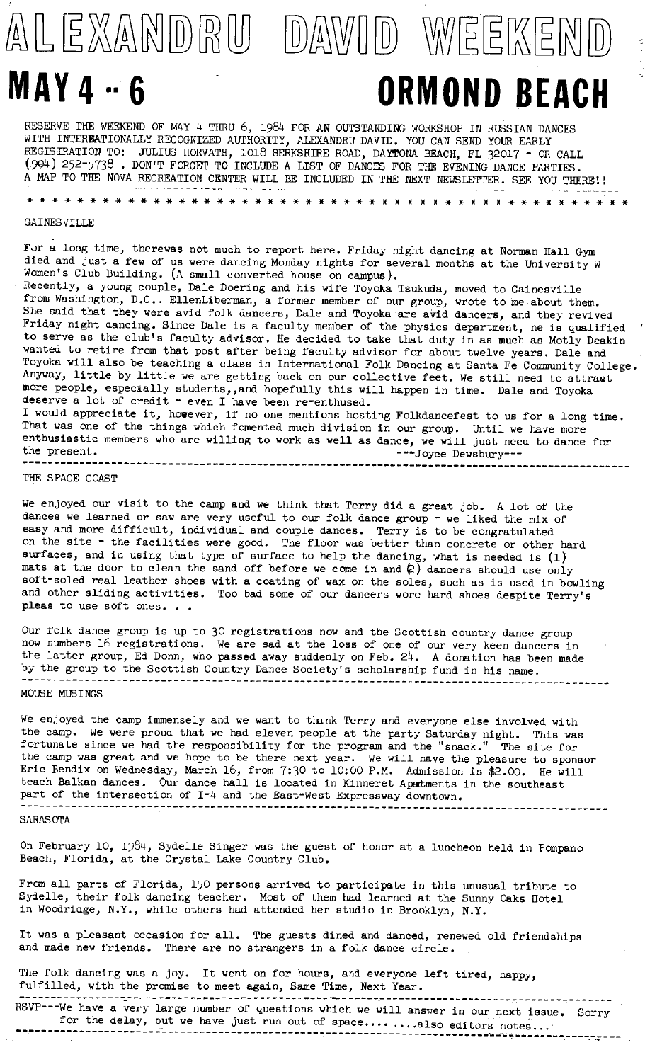# ALEXANDRU DAVID WEEKEND

## MAY 4 - 6 ORMOND BEACH

RESERVE THE WEEKEND OF MAY 4 THRU 6, 1984 FOR AN OUTSTANDING WORKSHOP IN RUSSIAN DANCES WITH INTERBATIONALLY RECOGNIZED AUTHORITY, ALEXANDRU DAVID. YOU CAN SEND YOUR EARLY REGISTRATION TO: JULIUS HORVATH, 1018 BERKSHIRE ROAD, DAYTONA BEACH, FL 32017 - OR CALL (904) 252-5738 . DON'T FORGET TO INCLUDE A LIST OF DANCES FOR THE EVENING DANCE PARTIES. A MAP TO THE NOVA RECREATION CENTER WILL BE INCLUDED IN THE NEXT NEWSLETTER. SEE YOU THERE!!

* * * * * * * * * * * * * * * * * * * * * * * * * * * * * * * * * * * * * * * * * * * * * * *

### GAINESVILLE

For a long time, therewas not much to report here. Friday night dancing at Norman Hall Gym died and just a few of us were dancing Monday nights for several months at the University W Women's Club Building. (A small converted house on campus).
Recently, a young couple, Dale Doering and his wife Toyoka Tsukuda, moved to Gainesville from Washington, D.C.. EllenLiberman, a former member of our group, wrote to me about them. She said that they were avid folk dancers, Dale and Toyoka are avid dancers, and they revived Friday night dancing. Since Dale is a faculty member of the physics department, he is qualified to serve as the club's faculty advisor. He decided to take that duty in as much as Motly Deakin wanted to retire from that post after being faculty advisor for about twelve years. Dale and Toyoka will also be teaching a class in International Folk Dancing at Santa Fe Community College. Anyway, little by little we are getting back on our collective feet. We still need to attract more people, especially students,,and hopefully this will happen in time. Dale and Toyoka deserve a lot of credit - even I have been re-enthused.
I would appreciate it, however, if no one mentions hosting Folkdancefest to us for a long time. That was one of the things which fomented much division in our group. Until we have more enthusiastic members who are willing to work as well as dance, we will just need to dance for the present. ---Joyce Dewsbury---

---

### THE SPACE COAST

We enjoyed our visit to the camp and we think that Terry did a great job. A lot of the dances we learned or saw are very useful to our folk dance group - we liked the mix of easy and more difficult, individual and couple dances. Terry is to be congratulated on the site - the facilities were good. The floor was better than concrete or other hard surfaces, and in using that type of surface to help the dancing, what is needed is (1) mats at the door to clean the sand off before we come in and (2) dancers should use only soft-soled real leather shoes with a coating of wax on the soles, such as is used in bowling and other sliding activities. Too bad some of our dancers wore hard shoes despite Terry's pleas to use soft ones. . . .

Our folk dance group is up to 30 registrations now and the Scottish country dance group now numbers 16 registrations. We are sad at the loss of one of our very keen dancers in the latter group, Ed Donn, who passed away suddenly on Feb. 24. A donation has been made by the group to the Scottish Country Dance Society's scholarship fund in his name.

---

### MOUSE MUSINGS

We enjoyed the camp immensely and we want to thank Terry and everyone else involved with the camp. We were proud that we had eleven people at the party Saturday night. This was fortunate since we had the responsibility for the program and the "snack." The site for the camp was great and we hope to be there next year. We will have the pleasure to sponsor Eric Bendix on Wednesday, March 16, from 7:30 to 10:00 P.M. Admission is $2.00. He will teach Balkan dances. Our dance hall is located in Kinneret Apartments in the southeast part of the intersection of I-4 and the East-West Expressway downtown.

---

### SARASOTA

On February 10, 1984, Sydelle Singer was the guest of honor at a luncheon held in Pompano Beach, Florida, at the Crystal Lake Country Club.

From all parts of Florida, 150 persons arrived to participate in this unusual tribute to Sydelle, their folk dancing teacher. Most of them had learned at the Sunny Oaks Hotel in Woodridge, N.Y., while others had attended her studio in Brooklyn, N.Y.

It was a pleasant occasion for all. The guests dined and danced, renewed old friendships and made new friends. There are no strangers in a folk dance circle.

The folk dancing was a joy. It went on for hours, and everyone left tired, happy, fulfilled, with the promise to meet again, Same Time, Next Year.

---

RSVP---We have a very large number of questions which we will answer in our next issue. Sorry for the delay, but we have just run out of space.... ....also editors notes...

---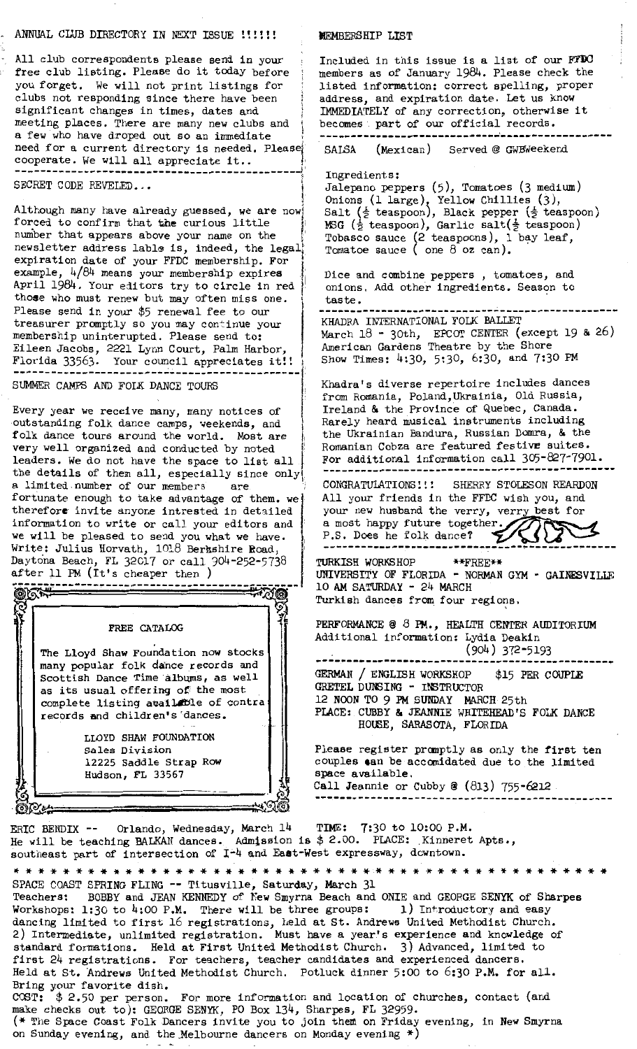## ANNUAL CLUB DIRECTORY IN NEXT ISSUE !!!!!!

All club correspondents please send in your free club listing. Please do it today before you forget. We will not print listings for clubs not responding since there have been significant changes in times, dates and meeting places. There are many new clubs and a few who have droped out so an immediate need for a current directory is needed. Please cooperate. We will all appreciate it..

## SECRET CODE REVEILED...

Although many have already guessed, we are now forced to confirm that the curious little number that appears above your name on the newsletter address lable is, indeed, the legal expiration date of your FFDC membership. For example, 4/84 means your membership expires April 1984. Your editors try to circle in red those who must renew but may often miss one. Please send in your $5 renewal fee to our treasurer promptly so you may continue your membership uninterupted. Please send to: Eileen Jacobs, 2221 Lynn Court, Palm Harbor, Florida 33563. Your council appreciates it!!

## SUMMER CAMPS AND FOLK DANCE TOURS

Every year we receive many, many notices of outstanding folk dance camps, weekends, and folk dance tours around the world. Most are very well organized and conducted by noted leaders. We do not have the space to list all the details of them all, especially since only a limited number of our members are fortunate enough to take advantage of them. we therefore invite anyone intrested in detailed information to write or call your editors and we will be pleased to send you what we have. Write: Julius Horvath, 1018 Berkshire Road, Daytona Beach, FL 32017 or call 904-252-5738 after 11 PM (It's cheaper then )

### FREE CATALOG

The Lloyd Shaw Foundation now stocks many popular folk dance records and Scottish Dance Time albums, as well as its usual offering of the most complete listing available of contra records and children's dances.

LLOYD SHAW FOUNDATION
Sales Division
12225 Saddle Strap Row
Hudson, FL 33567

## MEMBERSHIP LIST

Included in this issue is a list of our FFDC members as of January 1984. Please check the listed information: correct spelling, proper address, and expiration date. Let us know IMMEDIATELY of any correction, otherwise it becomes part of our official records.

## SALSA (Mexican) Served @ GWBWeekend

Ingredients:
Jalepano peppers (5), Tomatoes (3 medium)
Onions (1 large), Yellow Chillies (3),
Salt (½ teaspoon), Black pepper (½ teaspoon)
MSG (½ teaspoon), Garlic salt(½ teaspoon)
Tobasco sauce (2 teaspoons), 1 bay leaf,
Tomatoe sauce ( one 8 oz can).

Dice and combine peppers , tomatoes, and onions. Add other ingredients. Season to taste.

## KHADRA INTERNATIONAL FOLK BALLET

March 18 - 30th, EPCOT CENTER (except 19 & 26)
American Gardens Theatre by the Shore
Show Times: 4:30, 5:30, 6:30, and 7:30 PM

Khadra's diverse repertoire includes dances from Romania, Poland,Ukrainia, Old Russia, Ireland & the Province of Quebec, Canada. Rarely heard musical instruments including the Ukrainian Bandura, Russian Domra, & the Romanian Cobza are featured festive suites. For additional information call 305-827-7901.

CONGRATULATIONS!!! SHERRY STOLESON REARDON
All your friends in the FFDC wish you, and your new husband the very, verry best for a most happy future together.
P.S. Does he folk dance?

## TURKISH WORKSHOP **FREE**

UNIVERSITY OF FLORIDA - NORMAN GYM - GAINESVILLE
10 AM SATURDAY - 24 MARCH
Turkish dances from four regions.

PERFORMANCE @ 8 PM., HEALTH CENTER AUDITORIUM
Additional information: Lydia Deakin
(904) 372-5193

## GERMAN / ENGLISH WORKSHOP $15 PER COUPLE

GRETEL DUNSING - INSTRUCTOR
12 NOON TO 9 PM SUNDAY MARCH 25th
PLACE: CUBBY & JEANNIE WHITEHEAD'S FOLK DANCE HOUSE, SARASOTA, FLORIDA

Please register promptly as only the first ten couples can be accomidated due to the limited space available.
Call Jeannie or Cubby @ (813) 755-6212

ERIC BENDIX -- Orlando, Wednesday, March 14 TIME: 7:30 to 10:00 P.M.
He will be teaching BALKAN dances. Admission is $ 2.00. PLACE: Kinneret Apts., southeast part of intersection of I-4 and East-West expressway, downtown.

* * * * * * * * * * * * * * * * * * * * * * * * * * * * * * * * * * * * * * * * * * * *

SPACE COAST SPRING FLING -- Titusville, Saturday, March 31
Teachers: BOBBY and JEAN KENNEDY of New Smyrna Beach and ONIE and GEORGE SENYK of Sharpes
Workshops: 1:30 to 4:00 P.M. There will be three groups: 1) Introductory and easy dancing limited to first 16 registrations, held at St. Andrews United Methodist Church. 2) Intermediate, unlimited registration. Must have a year's experience and knowledge of standard formations. Held at First United Methodist Church. 3) Advanced, limited to first 24 registrations. For teachers, teacher candidates and experienced dancers. Held at St. Andrews United Methodist Church. Potluck dinner 5:00 to 6:30 P.M. for all. Bring your favorite dish.
COST: $ 2.50 per person. For more information and location of churches, contact (and make checks out to): GEORGE SENYK, PO Box 134, Sharpes, FL 32959.
(* The Space Coast Folk Dancers invite you to join them on Friday evening, in New Smyrna on Sunday evening, and the Melbourne dancers on Monday evening *)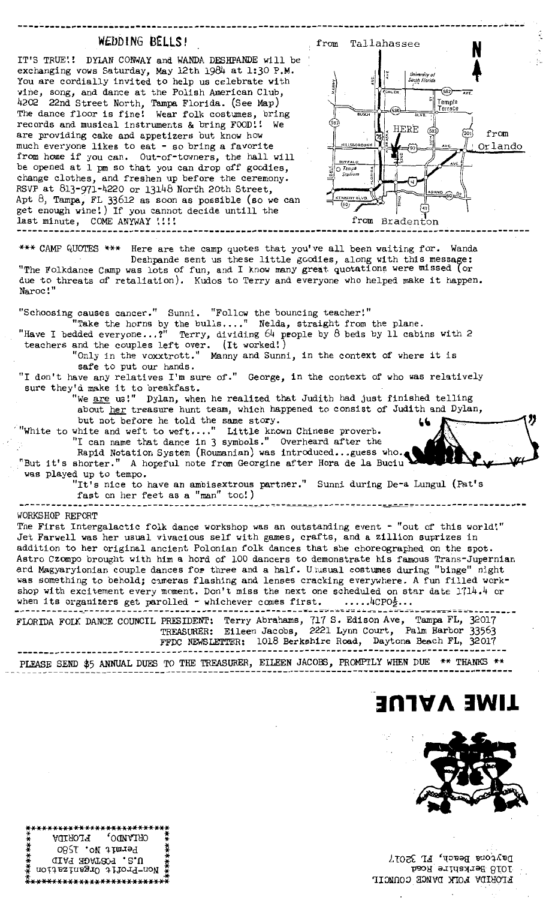## WEDDING BELLS!

IT'S TRUE!! DYLAN CONWAY and WANDA DESHPANDE will be exchanging vows Saturday, May 12th 1984 at 1:30 P.M. You are cordially invited to help us celebrate with wine, song, and dance at the Polish American Club, 4202 22nd Street North, Tampa Florida. (See Map) The dance floor is fine! Wear folk costumes, bring records and musical instruments & bring FOOD!! We are providing cake and appetizers but know how much everyone likes to eat - so bring a favorite from home if you can. Out-of-towners, the hall will be opened at 1 pm so that you can drop off goodies, change clothes, and freshen up before the ceremony. RSVP at 813-971-4220 or 13148 North 20th Street, Apt 8, Tampa, FL 33612 as soon as possible (so we can get enough wine!) If you cannot decide untill the last minute, COME ANYWAY !!!!

from Tallahassee

N

University of South Florida

FOWLER

582

AVE.

Temple Terrace

BUSCH

580

BLVD.

597

HERE

583

301

from Orlando

75

HILLSBOROUGH

92

AVE.

BUFFALO

AVE.

Tampa Stadium

4

ADAMO

60

KENNEDY BLVD.

60

41

22ND

from Bradenton

*** CAMP QUOTES *** Here are the camp quotes that you've all been waiting for. Wanda Deshpande sent us these little goodies, along with this message: "The Folkdance Camp was lots of fun, and I know many great quotations were missed (or due to threats of retaliation). Kudos to Terry and everyone who helped make it happen. Naroc!"

"Schoosing causes cancer." Sunni. "Follow the bouncing teacher!"

"Take the horns by the bulls...." Nelda, straight from the plane.

"Have I bedded everyone...?" Terry, dividing 64 people by 8 beds by 11 cabins with 2 teachers and the couples left over. (It worked!)

"Only in the voxxtrott." Manny and Sunni, in the context of where it is safe to put our hands.

"I don't have any relatives I'm sure of." George, in the context of who was relatively sure they'd make it to breakfast.

"We are us!" Dylan, when he realized that Judith had just finished telling about her treasure hunt team, which happened to consist of Judith and Dylan, but not before he told the same story.

"White to white and weft to weft...." Little known Chinese proverb.

"I can name that dance in 3 symbols." Overheard after the Rapid Notation System (Roumanian) was introduced...guess who.

"But it's shorter." A hopeful note from Georgine after Hora de la Buciu was played up to tempo.

"It's nice to have an ambisextrous partner." Sunni during De-a Lungul (Pat's fast on her feet as a "man" too!)

WORKSHOP REPORT

The First Intergalactic folk dance workshop was an outstanding event - "out of this world!" Jet Farwell was her usual vivacious self with games, crafts, and a zillion suprizes in addition to her original ancient Polonian folk dances that she choreographed on the spot. Astro Czompo brought with him a hord of 100 dancers to demonstrate his famous Trans-Jupernian and Magyaryionian couple dances for three and a half. Unusual costumes during "binge" night was something to behold; cameras flashing and lenses cracking everywhere. A fun filled workshop with excitement every moment. Don't miss the next one scheduled on star date 1714.4 or when its organizers get parolled - whichever comes first. .....4CPO½...

FLORIDA FOLK DANCE COUNCIL PRESIDENT: Terry Abrahams, 717 S. Edison Ave, Tampa FL, 32017
TREASURER: Eileen Jacobs, 2221 Lynn Court, Palm Harbor 33563
FFDC NEWSLETTER: 1018 Berkshire Road, Daytona Beach FL, 32017

PLEASE SEND $5 ANNUAL DUES TO THE TREASURER, EILEEN JACOBS, PROMPTLY WHEN DUE ** THANKS **

TIME VALUE

FLORIDA FOLK DANCE COUNCIL
1018 Berkshire Road
Daytona Beach, FL 32017

Non-Profit Organization
U.S. POSTAGE PAID
Permit No. 1580
ORLANDO, FLORIDA